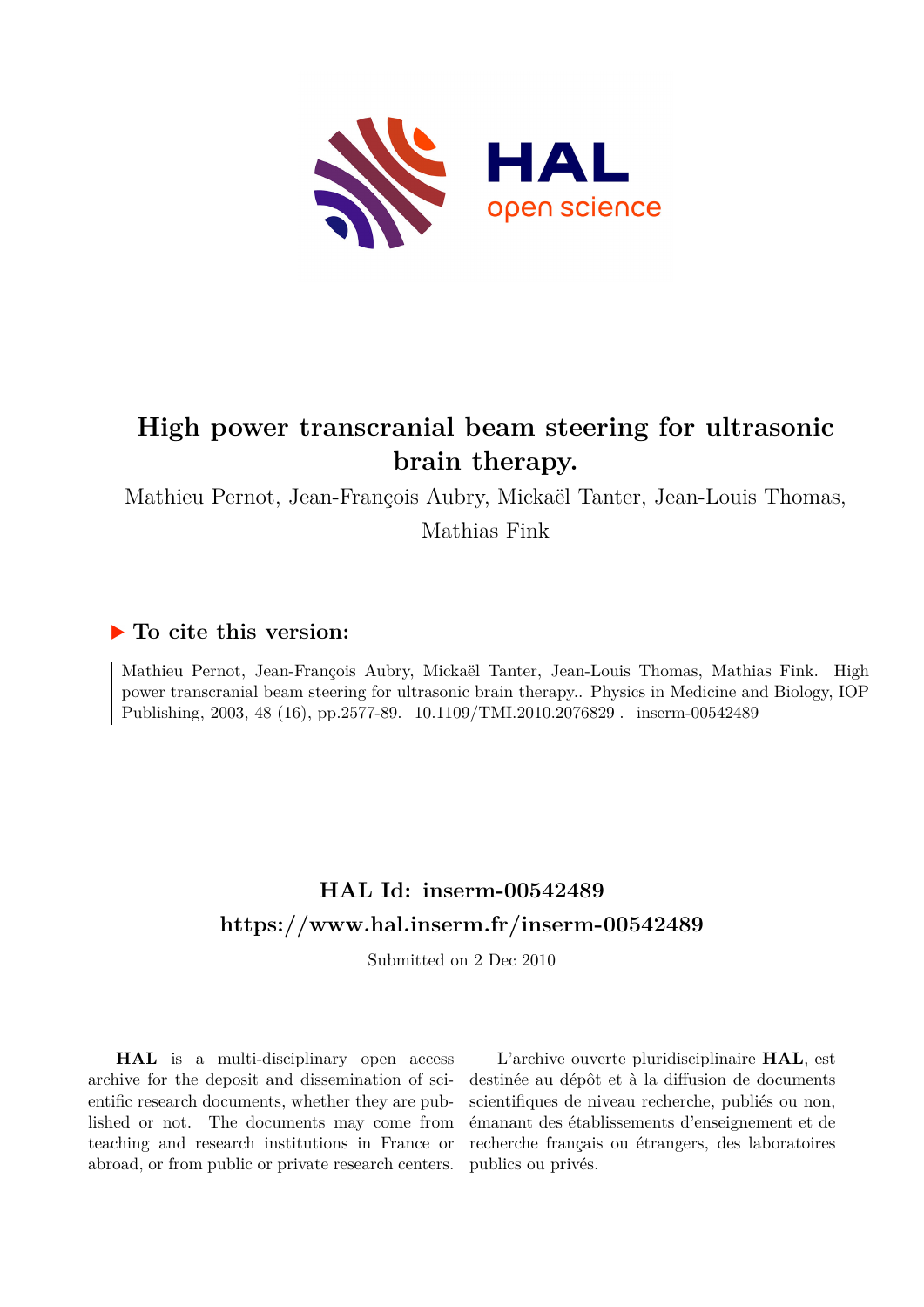# High power transcranial beam steering for ultrasonic brain therapy.

Mathieu Pernot, Jean-François Aubry, Mickaël Tanter, Jean-Louis Thomas, Mathias Fink

## ▶ To cite this version:

Mathieu Pernot, Jean-François Aubry, Mickaël Tanter, Jean-Louis Thomas, Mathias Fink. High power transcranial beam steering for ultrasonic brain therapy.. Physics in Medicine and Biology, IOP Publishing, 2003, 48 (16), pp.2577-89. 10.1109/TMI.2010.2076829 . inserm-00542489

## HAL Id: inserm-00542489
## https://www.hal.inserm.fr/inserm-00542489

Submitted on 2 Dec 2010

**HAL** is a multi-disciplinary open access archive for the deposit and dissemination of scientific research documents, whether they are published or not. The documents may come from teaching and research institutions in France or abroad, or from public or private research centers.

L'archive ouverte pluridisciplinaire **HAL**, est destinée au dépôt et à la diffusion de documents scientifiques de niveau recherche, publiés ou non, émanant des établissements d'enseignement et de recherche français ou étrangers, des laboratoires publics ou privés.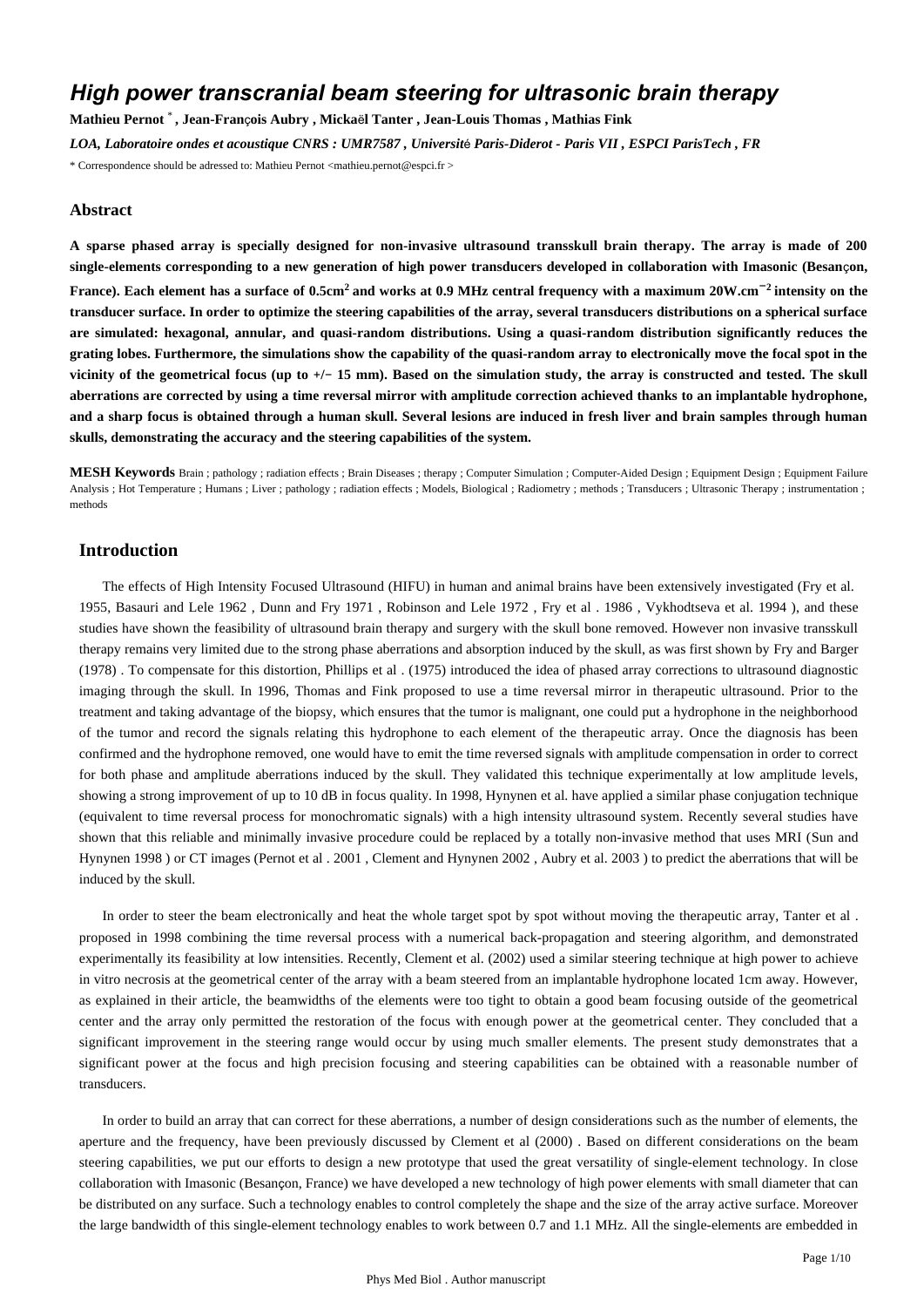# High power transcranial beam steering for ultrasonic brain therapy

**Mathieu Pernot** [*] **, Jean-François Aubry , Mickaël Tanter , Jean-Louis Thomas , Mathias Fink**

*LOA, Laboratoire ondes et acoustique CNRS : UMR7587 , Université Paris-Diderot - Paris VII , ESPCI ParisTech , FR*

[*] Correspondence should be adressed to: Mathieu Pernot <mathieu.pernot@espci.fr >

## Abstract

**A sparse phased array is specially designed for non-invasive ultrasound transskull brain therapy. The array is made of 200 single-elements corresponding to a new generation of high power transducers developed in collaboration with Imasonic (Besançon, France). Each element has a surface of 0.5cm$^2$ and works at 0.9 MHz central frequency with a maximum 20W.cm$^{-2}$ intensity on the transducer surface. In order to optimize the steering capabilities of the array, several transducers distributions on a spherical surface are simulated: hexagonal, annular, and quasi-random distributions. Using a quasi-random distribution significantly reduces the grating lobes. Furthermore, the simulations show the capability of the quasi-random array to electronically move the focal spot in the vicinity of the geometrical focus (up to +/− 15 mm). Based on the simulation study, the array is constructed and tested. The skull aberrations are corrected by using a time reversal mirror with amplitude correction achieved thanks to an implantable hydrophone, and a sharp focus is obtained through a human skull. Several lesions are induced in fresh liver and brain samples through human skulls, demonstrating the accuracy and the steering capabilities of the system.**

**MESH Keywords** Brain ; pathology ; radiation effects ; Brain Diseases ; therapy ; Computer Simulation ; Computer-Aided Design ; Equipment Design ; Equipment Failure Analysis ; Hot Temperature ; Humans ; Liver ; pathology ; radiation effects ; Models, Biological ; Radiometry ; methods ; Transducers ; Ultrasonic Therapy ; instrumentation ; methods

## Introduction

The effects of High Intensity Focused Ultrasound (HIFU) in human and animal brains have been extensively investigated (Fry et al. 1955, Basauri and Lele 1962 , Dunn and Fry 1971 , Robinson and Lele 1972 , Fry et al . 1986 , Vykhodtseva et al. 1994 ), and these studies have shown the feasibility of ultrasound brain therapy and surgery with the skull bone removed. However non invasive transskull therapy remains very limited due to the strong phase aberrations and absorption induced by the skull, as was first shown by Fry and Barger (1978) . To compensate for this distortion, Phillips et al . (1975) introduced the idea of phased array corrections to ultrasound diagnostic imaging through the skull. In 1996, Thomas and Fink proposed to use a time reversal mirror in therapeutic ultrasound. Prior to the treatment and taking advantage of the biopsy, which ensures that the tumor is malignant, one could put a hydrophone in the neighborhood of the tumor and record the signals relating this hydrophone to each element of the therapeutic array. Once the diagnosis has been confirmed and the hydrophone removed, one would have to emit the time reversed signals with amplitude compensation in order to correct for both phase and amplitude aberrations induced by the skull. They validated this technique experimentally at low amplitude levels, showing a strong improvement of up to 10 dB in focus quality. In 1998, Hynynen et al. have applied a similar phase conjugation technique (equivalent to time reversal process for monochromatic signals) with a high intensity ultrasound system. Recently several studies have shown that this reliable and minimally invasive procedure could be replaced by a totally non-invasive method that uses MRI (Sun and Hynynen 1998 ) or CT images (Pernot et al . 2001 , Clement and Hynynen 2002 , Aubry et al. 2003 ) to predict the aberrations that will be induced by the skull.

In order to steer the beam electronically and heat the whole target spot by spot without moving the therapeutic array, Tanter et al . proposed in 1998 combining the time reversal process with a numerical back-propagation and steering algorithm, and demonstrated experimentally its feasibility at low intensities. Recently, Clement et al. (2002) used a similar steering technique at high power to achieve in vitro necrosis at the geometrical center of the array with a beam steered from an implantable hydrophone located 1cm away. However, as explained in their article, the beamwidths of the elements were too tight to obtain a good beam focusing outside of the geometrical center and the array only permitted the restoration of the focus with enough power at the geometrical center. They concluded that a significant improvement in the steering range would occur by using much smaller elements. The present study demonstrates that a significant power at the focus and high precision focusing and steering capabilities can be obtained with a reasonable number of transducers.

In order to build an array that can correct for these aberrations, a number of design considerations such as the number of elements, the aperture and the frequency, have been previously discussed by Clement et al (2000) . Based on different considerations on the beam steering capabilities, we put our efforts to design a new prototype that used the great versatility of single-element technology. In close collaboration with Imasonic (Besançon, France) we have developed a new technology of high power elements with small diameter that can be distributed on any surface. Such a technology enables to control completely the shape and the size of the array active surface. Moreover the large bandwidth of this single-element technology enables to work between 0.7 and 1.1 MHz. All the single-elements are embedded in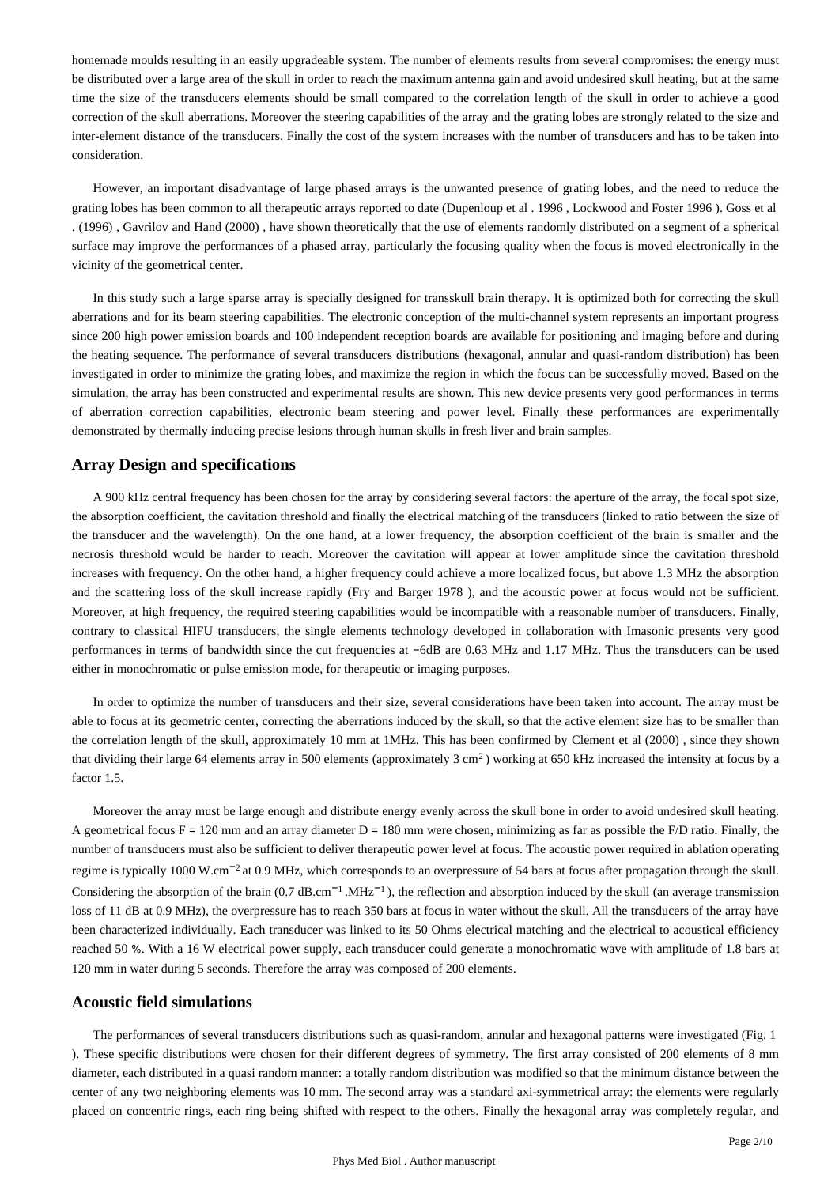homemade moulds resulting in an easily upgradeable system. The number of elements results from several compromises: the energy must be distributed over a large area of the skull in order to reach the maximum antenna gain and avoid undesired skull heating, but at the same time the size of the transducers elements should be small compared to the correlation length of the skull in order to achieve a good correction of the skull aberrations. Moreover the steering capabilities of the array and the grating lobes are strongly related to the size and inter-element distance of the transducers. Finally the cost of the system increases with the number of transducers and has to be taken into consideration.

However, an important disadvantage of large phased arrays is the unwanted presence of grating lobes, and the need to reduce the grating lobes has been common to all therapeutic arrays reported to date (Dupenloup et al . 1996 , Lockwood and Foster 1996 ). Goss et al . (1996) , Gavrilov and Hand (2000) , have shown theoretically that the use of elements randomly distributed on a segment of a spherical surface may improve the performances of a phased array, particularly the focusing quality when the focus is moved electronically in the vicinity of the geometrical center.

In this study such a large sparse array is specially designed for transskull brain therapy. It is optimized both for correcting the skull aberrations and for its beam steering capabilities. The electronic conception of the multi-channel system represents an important progress since 200 high power emission boards and 100 independent reception boards are available for positioning and imaging before and during the heating sequence. The performance of several transducers distributions (hexagonal, annular and quasi-random distribution) has been investigated in order to minimize the grating lobes, and maximize the region in which the focus can be successfully moved. Based on the simulation, the array has been constructed and experimental results are shown. This new device presents very good performances in terms of aberration correction capabilities, electronic beam steering and power level. Finally these performances are experimentally demonstrated by thermally inducing precise lesions through human skulls in fresh liver and brain samples.

## Array Design and specifications

A 900 kHz central frequency has been chosen for the array by considering several factors: the aperture of the array, the focal spot size, the absorption coefficient, the cavitation threshold and finally the electrical matching of the transducers (linked to ratio between the size of the transducer and the wavelength). On the one hand, at a lower frequency, the absorption coefficient of the brain is smaller and the necrosis threshold would be harder to reach. Moreover the cavitation will appear at lower amplitude since the cavitation threshold increases with frequency. On the other hand, a higher frequency could achieve a more localized focus, but above 1.3 MHz the absorption and the scattering loss of the skull increase rapidly (Fry and Barger 1978 ), and the acoustic power at focus would not be sufficient. Moreover, at high frequency, the required steering capabilities would be incompatible with a reasonable number of transducers. Finally, contrary to classical HIFU transducers, the single elements technology developed in collaboration with Imasonic presents very good performances in terms of bandwidth since the cut frequencies at −6dB are 0.63 MHz and 1.17 MHz. Thus the transducers can be used either in monochromatic or pulse emission mode, for therapeutic or imaging purposes.

In order to optimize the number of transducers and their size, several considerations have been taken into account. The array must be able to focus at its geometric center, correcting the aberrations induced by the skull, so that the active element size has to be smaller than the correlation length of the skull, approximately 10 mm at 1MHz. This has been confirmed by Clement et al (2000) , since they shown that dividing their large 64 elements array in 500 elements (approximately 3 $cm^2$ ) working at 650 kHz increased the intensity at focus by a factor 1.5.

Moreover the array must be large enough and distribute energy evenly across the skull bone in order to avoid undesired skull heating. A geometrical focus F = 120 mm and an array diameter D = 180 mm were chosen, minimizing as far as possible the F/D ratio. Finally, the number of transducers must also be sufficient to deliver therapeutic power level at focus. The acoustic power required in ablation operating regime is typically 1000 $W.cm^{-2}$ at 0.9 MHz, which corresponds to an overpressure of 54 bars at focus after propagation through the skull. Considering the absorption of the brain (0.7 $dB.cm^{-1}.MHz^{-1}$), the reflection and absorption induced by the skull (an average transmission loss of 11 dB at 0.9 MHz), the overpressure has to reach 350 bars at focus in water without the skull. All the transducers of the array have been characterized individually. Each transducer was linked to its 50 Ohms electrical matching and the electrical to acoustical efficiency reached 50 %. With a 16 W electrical power supply, each transducer could generate a monochromatic wave with amplitude of 1.8 bars at 120 mm in water during 5 seconds. Therefore the array was composed of 200 elements.

## Acoustic field simulations

The performances of several transducers distributions such as quasi-random, annular and hexagonal patterns were investigated (Fig. 1 ). These specific distributions were chosen for their different degrees of symmetry. The first array consisted of 200 elements of 8 mm diameter, each distributed in a quasi random manner: a totally random distribution was modified so that the minimum distance between the center of any two neighboring elements was 10 mm. The second array was a standard axi-symmetrical array: the elements were regularly placed on concentric rings, each ring being shifted with respect to the others. Finally the hexagonal array was completely regular, and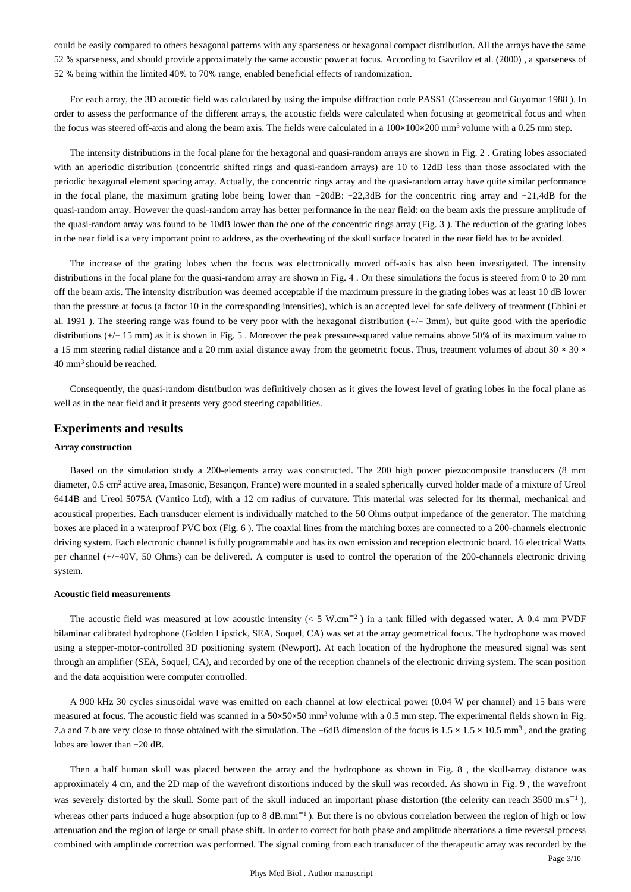could be easily compared to others hexagonal patterns with any sparseness or hexagonal compact distribution. All the arrays have the same 52 % sparseness, and should provide approximately the same acoustic power at focus. According to Gavrilov et al. (2000) , a sparseness of 52 % being within the limited 40% to 70% range, enabled beneficial effects of randomization.

For each array, the 3D acoustic field was calculated by using the impulse diffraction code PASS1 (Cassereau and Guyomar 1988 ). In order to assess the performance of the different arrays, the acoustic fields were calculated when focusing at geometrical focus and when the focus was steered off-axis and along the beam axis. The fields were calculated in a 100×100×200 mm$^3$ volume with a 0.25 mm step.

The intensity distributions in the focal plane for the hexagonal and quasi-random arrays are shown in Fig. 2 . Grating lobes associated with an aperiodic distribution (concentric shifted rings and quasi-random arrays) are 10 to 12dB less than those associated with the periodic hexagonal element spacing array. Actually, the concentric rings array and the quasi-random array have quite similar performance in the focal plane, the maximum grating lobe being lower than −20dB: −22,3dB for the concentric ring array and −21,4dB for the quasi-random array. However the quasi-random array has better performance in the near field: on the beam axis the pressure amplitude of the quasi-random array was found to be 10dB lower than the one of the concentric rings array (Fig. 3 ). The reduction of the grating lobes in the near field is a very important point to address, as the overheating of the skull surface located in the near field has to be avoided.

The increase of the grating lobes when the focus was electronically moved off-axis has also been investigated. The intensity distributions in the focal plane for the quasi-random array are shown in Fig. 4 . On these simulations the focus is steered from 0 to 20 mm off the beam axis. The intensity distribution was deemed acceptable if the maximum pressure in the grating lobes was at least 10 dB lower than the pressure at focus (a factor 10 in the corresponding intensities), which is an accepted level for safe delivery of treatment (Ebbini et al. 1991 ). The steering range was found to be very poor with the hexagonal distribution (+/− 3mm), but quite good with the aperiodic distributions (+/− 15 mm) as it is shown in Fig. 5 . Moreover the peak pressure-squared value remains above 50% of its maximum value to a 15 mm steering radial distance and a 20 mm axial distance away from the geometric focus. Thus, treatment volumes of about 30 × 30 × 40 mm$^3$ should be reached.

Consequently, the quasi-random distribution was definitively chosen as it gives the lowest level of grating lobes in the focal plane as well as in the near field and it presents very good steering capabilities.

## Experiments and results

### Array construction

Based on the simulation study a 200-elements array was constructed. The 200 high power piezocomposite transducers (8 mm diameter, 0.5 cm$^2$ active area, Imasonic, Besançon, France) were mounted in a sealed spherically curved holder made of a mixture of Ureol 6414B and Ureol 5075A (Vantico Ltd), with a 12 cm radius of curvature. This material was selected for its thermal, mechanical and acoustical properties. Each transducer element is individually matched to the 50 Ohms output impedance of the generator. The matching boxes are placed in a waterproof PVC box (Fig. 6 ). The coaxial lines from the matching boxes are connected to a 200-channels electronic driving system. Each electronic channel is fully programmable and has its own emission and reception electronic board. 16 electrical Watts per channel (+/−40V, 50 Ohms) can be delivered. A computer is used to control the operation of the 200-channels electronic driving system.

### Acoustic field measurements

The acoustic field was measured at low acoustic intensity (< 5 W.cm$^{-2}$ ) in a tank filled with degassed water. A 0.4 mm PVDF bilaminar calibrated hydrophone (Golden Lipstick, SEA, Soquel, CA) was set at the array geometrical focus. The hydrophone was moved using a stepper-motor-controlled 3D positioning system (Newport). At each location of the hydrophone the measured signal was sent through an amplifier (SEA, Soquel, CA), and recorded by one of the reception channels of the electronic driving system. The scan position and the data acquisition were computer controlled.

A 900 kHz 30 cycles sinusoidal wave was emitted on each channel at low electrical power (0.04 W per channel) and 15 bars were measured at focus. The acoustic field was scanned in a 50×50×50 mm$^3$ volume with a 0.5 mm step. The experimental fields shown in Fig. 7.a and 7.b are very close to those obtained with the simulation. The −6dB dimension of the focus is 1.5 × 1.5 × 10.5 mm$^3$ , and the grating lobes are lower than −20 dB.

Then a half human skull was placed between the array and the hydrophone as shown in Fig. 8 , the skull-array distance was approximately 4 cm, and the 2D map of the wavefront distortions induced by the skull was recorded. As shown in Fig. 9 , the wavefront was severely distorted by the skull. Some part of the skull induced an important phase distortion (the celerity can reach 3500 m.s$^{-1}$ ), whereas other parts induced a huge absorption (up to 8 dB.mm$^{-1}$ ). But there is no obvious correlation between the region of high or low attenuation and the region of large or small phase shift. In order to correct for both phase and amplitude aberrations a time reversal process combined with amplitude correction was performed. The signal coming from each transducer of the therapeutic array was recorded by the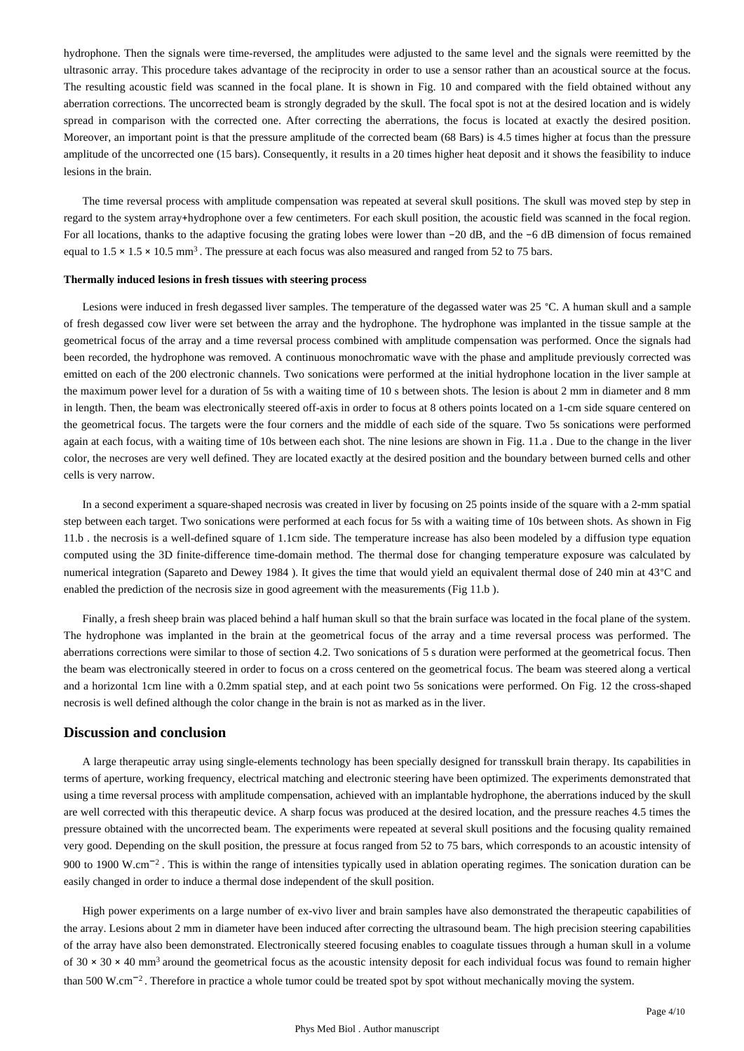hydrophone. Then the signals were time-reversed, the amplitudes were adjusted to the same level and the signals were reemitted by the ultrasonic array. This procedure takes advantage of the reciprocity in order to use a sensor rather than an acoustical source at the focus. The resulting acoustic field was scanned in the focal plane. It is shown in Fig. 10 and compared with the field obtained without any aberration corrections. The uncorrected beam is strongly degraded by the skull. The focal spot is not at the desired location and is widely spread in comparison with the corrected one. After correcting the aberrations, the focus is located at exactly the desired position. Moreover, an important point is that the pressure amplitude of the corrected beam (68 Bars) is 4.5 times higher at focus than the pressure amplitude of the uncorrected one (15 bars). Consequently, it results in a 20 times higher heat deposit and it shows the feasibility to induce lesions in the brain.

The time reversal process with amplitude compensation was repeated at several skull positions. The skull was moved step by step in regard to the system array+hydrophone over a few centimeters. For each skull position, the acoustic field was scanned in the focal region. For all locations, thanks to the adaptive focusing the grating lobes were lower than −20 dB, and the −6 dB dimension of focus remained equal to $1.5 \times 1.5 \times 10.5$ mm$^3$. The pressure at each focus was also measured and ranged from 52 to 75 bars.

**Thermally induced lesions in fresh tissues with steering process**

Lesions were induced in fresh degassed liver samples. The temperature of the degassed water was 25 °C. A human skull and a sample of fresh degassed cow liver were set between the array and the hydrophone. The hydrophone was implanted in the tissue sample at the geometrical focus of the array and a time reversal process combined with amplitude compensation was performed. Once the signals had been recorded, the hydrophone was removed. A continuous monochromatic wave with the phase and amplitude previously corrected was emitted on each of the 200 electronic channels. Two sonications were performed at the initial hydrophone location in the liver sample at the maximum power level for a duration of 5s with a waiting time of 10 s between shots. The lesion is about 2 mm in diameter and 8 mm in length. Then, the beam was electronically steered off-axis in order to focus at 8 others points located on a 1-cm side square centered on the geometrical focus. The targets were the four corners and the middle of each side of the square. Two 5s sonications were performed again at each focus, with a waiting time of 10s between each shot. The nine lesions are shown in Fig. 11.a . Due to the change in the liver color, the necroses are very well defined. They are located exactly at the desired position and the boundary between burned cells and other cells is very narrow.

In a second experiment a square-shaped necrosis was created in liver by focusing on 25 points inside of the square with a 2-mm spatial step between each target. Two sonications were performed at each focus for 5s with a waiting time of 10s between shots. As shown in Fig 11.b . the necrosis is a well-defined square of 1.1cm side. The temperature increase has also been modeled by a diffusion type equation computed using the 3D finite-difference time-domain method. The thermal dose for changing temperature exposure was calculated by numerical integration (Sapareto and Dewey 1984 ). It gives the time that would yield an equivalent thermal dose of 240 min at 43°C and enabled the prediction of the necrosis size in good agreement with the measurements (Fig 11.b ).

Finally, a fresh sheep brain was placed behind a half human skull so that the brain surface was located in the focal plane of the system. The hydrophone was implanted in the brain at the geometrical focus of the array and a time reversal process was performed. The aberrations corrections were similar to those of section 4.2. Two sonications of 5 s duration were performed at the geometrical focus. Then the beam was electronically steered in order to focus on a cross centered on the geometrical focus. The beam was steered along a vertical and a horizontal 1cm line with a 0.2mm spatial step, and at each point two 5s sonications were performed. On Fig. 12 the cross-shaped necrosis is well defined although the color change in the brain is not as marked as in the liver.

## Discussion and conclusion

A large therapeutic array using single-elements technology has been specially designed for transskull brain therapy. Its capabilities in terms of aperture, working frequency, electrical matching and electronic steering have been optimized. The experiments demonstrated that using a time reversal process with amplitude compensation, achieved with an implantable hydrophone, the aberrations induced by the skull are well corrected with this therapeutic device. A sharp focus was produced at the desired location, and the pressure reaches 4.5 times the pressure obtained with the uncorrected beam. The experiments were repeated at several skull positions and the focusing quality remained very good. Depending on the skull position, the pressure at focus ranged from 52 to 75 bars, which corresponds to an acoustic intensity of 900 to 1900 W.cm$^{-2}$. This is within the range of intensities typically used in ablation operating regimes. The sonication duration can be easily changed in order to induce a thermal dose independent of the skull position.

High power experiments on a large number of ex-vivo liver and brain samples have also demonstrated the therapeutic capabilities of the array. Lesions about 2 mm in diameter have been induced after correcting the ultrasound beam. The high precision steering capabilities of the array have also been demonstrated. Electronically steered focusing enables to coagulate tissues through a human skull in a volume of $30 \times 30 \times 40$ mm$^3$ around the geometrical focus as the acoustic intensity deposit for each individual focus was found to remain higher than 500 W.cm$^{-2}$. Therefore in practice a whole tumor could be treated spot by spot without mechanically moving the system.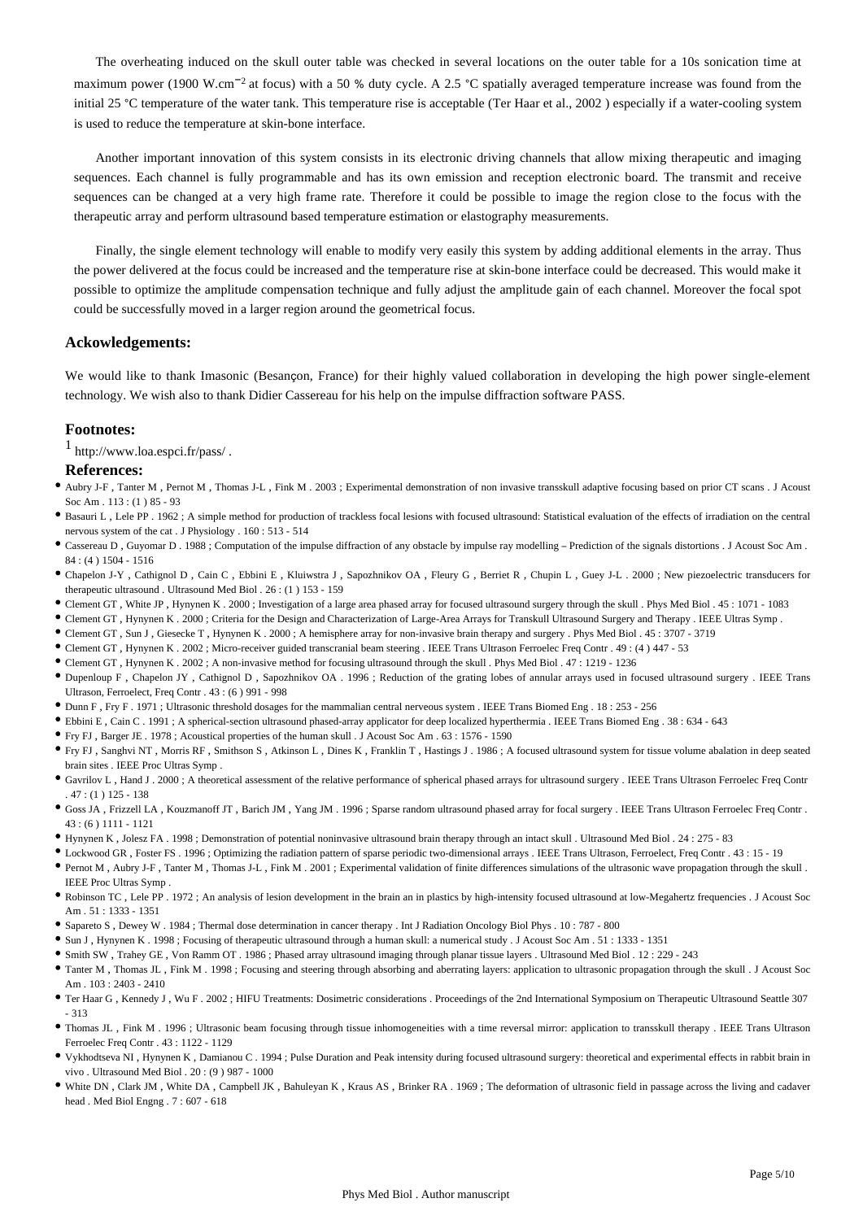The overheating induced on the skull outer table was checked in several locations on the outer table for a 10s sonication time at maximum power (1900 W.cm$^{-2}$ at focus) with a 50 % duty cycle. A 2.5 °C spatially averaged temperature increase was found from the initial 25 °C temperature of the water tank. This temperature rise is acceptable (Ter Haar et al., 2002 ) especially if a water-cooling system is used to reduce the temperature at skin-bone interface.

Another important innovation of this system consists in its electronic driving channels that allow mixing therapeutic and imaging sequences. Each channel is fully programmable and has its own emission and reception electronic board. The transmit and receive sequences can be changed at a very high frame rate. Therefore it could be possible to image the region close to the focus with the therapeutic array and perform ultrasound based temperature estimation or elastography measurements.

Finally, the single element technology will enable to modify very easily this system by adding additional elements in the array. Thus the power delivered at the focus could be increased and the temperature rise at skin-bone interface could be decreased. This would make it possible to optimize the amplitude compensation technique and fully adjust the amplitude gain of each channel. Moreover the focal spot could be successfully moved in a larger region around the geometrical focus.

## Ackowledgements:

We would like to thank Imasonic (Besançon, France) for their highly valued collaboration in developing the high power single-element technology. We wish also to thank Didier Cassereau for his help on the impulse diffraction software PASS.

## Footnotes:

[1] http://www.loa.espci.fr/pass/ .

## References:

- Aubry J-F , Tanter M , Pernot M , Thomas J-L , Fink M . 2003 ; Experimental demonstration of non invasive transskull adaptive focusing based on prior CT scans . J Acoust Soc Am . 113 : (1 ) 85 - 93
- Basauri L , Lele PP . 1962 ; A simple method for production of trackless focal lesions with focused ultrasound: Statistical evaluation of the effects of irradiation on the central nervous system of the cat . J Physiology . 160 : 513 - 514
- Cassereau D , Guyomar D . 1988 ; Computation of the impulse diffraction of any obstacle by impulse ray modelling – Prediction of the signals distortions . J Acoust Soc Am . 84 : (4 ) 1504 - 1516
- Chapelon J-Y , Cathignol D , Cain C , Ebbini E , Kluiwstra J , Sapozhnikov OA , Fleury G , Berriet R , Chupin L , Guey J-L . 2000 ; New piezoelectric transducers for therapeutic ultrasound . Ultrasound Med Biol . 26 : (1 ) 153 - 159
- Clement GT , White JP , Hynynen K . 2000 ; Investigation of a large area phased array for focused ultrasound surgery through the skull . Phys Med Biol . 45 : 1071 - 1083
- Clement GT , Hynynen K . 2000 ; Criteria for the Design and Characterization of Large-Area Arrays for Transkull Ultrasound Surgery and Therapy . IEEE Ultras Symp .
- Clement GT , Sun J , Giesecke T , Hynynen K . 2000 ; A hemisphere array for non-invasive brain therapy and surgery . Phys Med Biol . 45 : 3707 - 3719
- Clement GT , Hynynen K . 2002 ; Micro-receiver guided transcranial beam steering . IEEE Trans Ultrason Ferroelec Freq Contr . 49 : (4 ) 447 - 53
- Clement GT , Hynynen K . 2002 ; A non-invasive method for focusing ultrasound through the skull . Phys Med Biol . 47 : 1219 - 1236
- Dupenloup F , Chapelon JY , Cathignol D , Sapozhnikov OA . 1996 ; Reduction of the grating lobes of annular arrays used in focused ultrasound surgery . IEEE Trans Ultrason, Ferroelect, Freq Contr . 43 : (6 ) 991 - 998
- Dunn F , Fry F . 1971 ; Ultrasonic threshold dosages for the mammalian central nerveous system . IEEE Trans Biomed Eng . 18 : 253 - 256
- Ebbini E , Cain C . 1991 ; A spherical-section ultrasound phased-array applicator for deep localized hyperthermia . IEEE Trans Biomed Eng . 38 : 634 - 643
- Fry FJ , Barger JE . 1978 ; Acoustical properties of the human skull . J Acoust Soc Am . 63 : 1576 - 1590
- Fry FJ , Sanghvi NT , Morris RF , Smithson S , Atkinson L , Dines K , Franklin T , Hastings J . 1986 ; A focused ultrasound system for tissue volume abalation in deep seated brain sites . IEEE Proc Ultras Symp .
- Gavrilov L , Hand J . 2000 ; A theoretical assessment of the relative performance of spherical phased arrays for ultrasound surgery . IEEE Trans Ultrason Ferroelec Freq Contr . 47 : (1 ) 125 - 138
- Goss JA , Frizzell LA , Kouzmanoff JT , Barich JM , Yang JM . 1996 ; Sparse random ultrasound phased array for focal surgery . IEEE Trans Ultrason Ferroelec Freq Contr . 43 : (6 ) 1111 - 1121
- Hynynen K , Jolesz FA . 1998 ; Demonstration of potential noninvasive ultrasound brain therapy through an intact skull . Ultrasound Med Biol . 24 : 275 - 83
- Lockwood GR , Foster FS . 1996 ; Optimizing the radiation pattern of sparse periodic two-dimensional arrays . IEEE Trans Ultrason, Ferroelect, Freq Contr . 43 : 15 - 19
- Pernot M , Aubry J-F , Tanter M , Thomas J-L , Fink M . 2001 ; Experimental validation of finite differences simulations of the ultrasonic wave propagation through the skull . IEEE Proc Ultras Symp .
- Robinson TC , Lele PP . 1972 ; An analysis of lesion development in the brain an in plastics by high-intensity focused ultrasound at low-Megahertz frequencies . J Acoust Soc Am . 51 : 1333 - 1351
- Sapareto S , Dewey W . 1984 ; Thermal dose determination in cancer therapy . Int J Radiation Oncology Biol Phys . 10 : 787 - 800
- Sun J , Hynynen K . 1998 ; Focusing of therapeutic ultrasound through a human skull: a numerical study . J Acoust Soc Am . 51 : 1333 - 1351
- Smith SW , Trahey GE , Von Ramm OT . 1986 ; Phased array ultrasound imaging through planar tissue layers . Ultrasound Med Biol . 12 : 229 - 243
- Tanter M , Thomas JL , Fink M . 1998 ; Focusing and steering through absorbing and aberrating layers: application to ultrasonic propagation through the skull . J Acoust Soc Am . 103 : 2403 - 2410
- Ter Haar G , Kennedy J , Wu F . 2002 ; HIFU Treatments: Dosimetric considerations . Proceedings of the 2nd International Symposium on Therapeutic Ultrasound Seattle 307 - 313
- Thomas JL , Fink M . 1996 ; Ultrasonic beam focusing through tissue inhomogeneities with a time reversal mirror: application to transskull therapy . IEEE Trans Ultrason Ferroelec Freq Contr . 43 : 1122 - 1129
- Vykhodtseva NI , Hynynen K , Damianou C . 1994 ; Pulse Duration and Peak intensity during focused ultrasound surgery: theoretical and experimental effects in rabbit brain in vivo . Ultrasound Med Biol . 20 : (9 ) 987 - 1000
- White DN , Clark JM , White DA , Campbell JK , Bahuleyan K , Kraus AS , Brinker RA . 1969 ; The deformation of ultrasonic field in passage across the living and cadaver head . Med Biol Engng . 7 : 607 - 618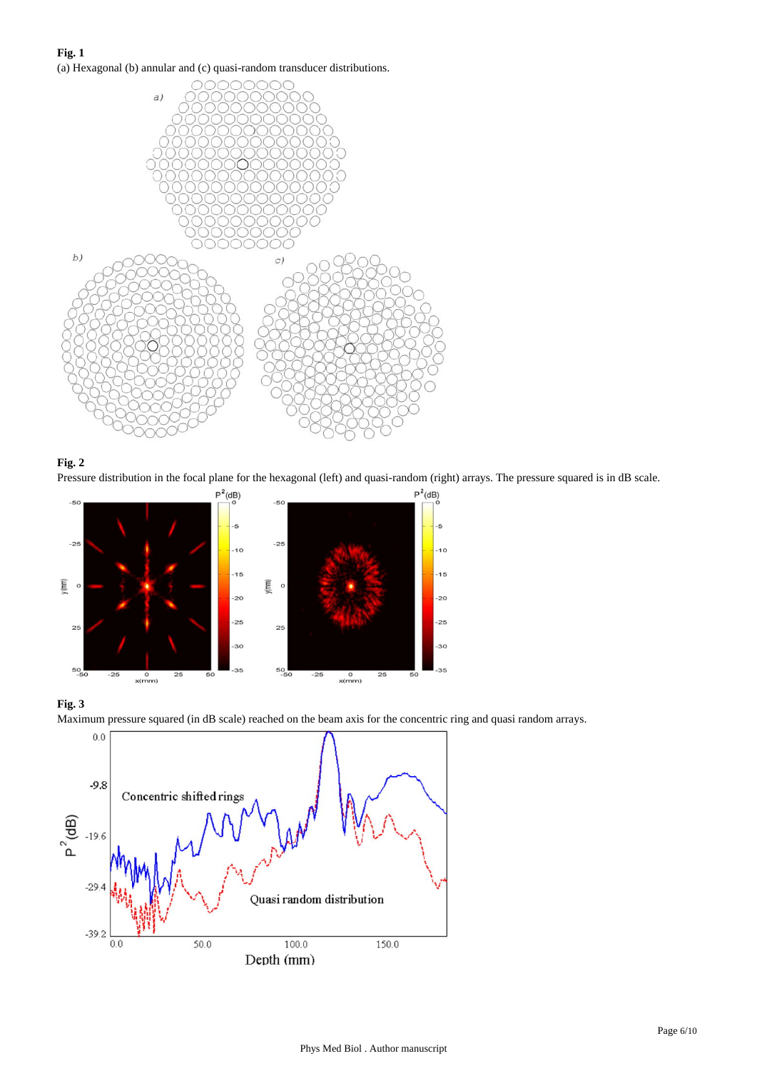**Fig. 1**

(a) Hexagonal (b) annular and (c) quasi-random transducer distributions.

**Fig. 2**

Pressure distribution in the focal plane for the hexagonal (left) and quasi-random (right) arrays. The pressure squared is in dB scale.

**Fig. 3**

Maximum pressure squared (in dB scale) reached on the beam axis for the concentric ring and quasi random arrays.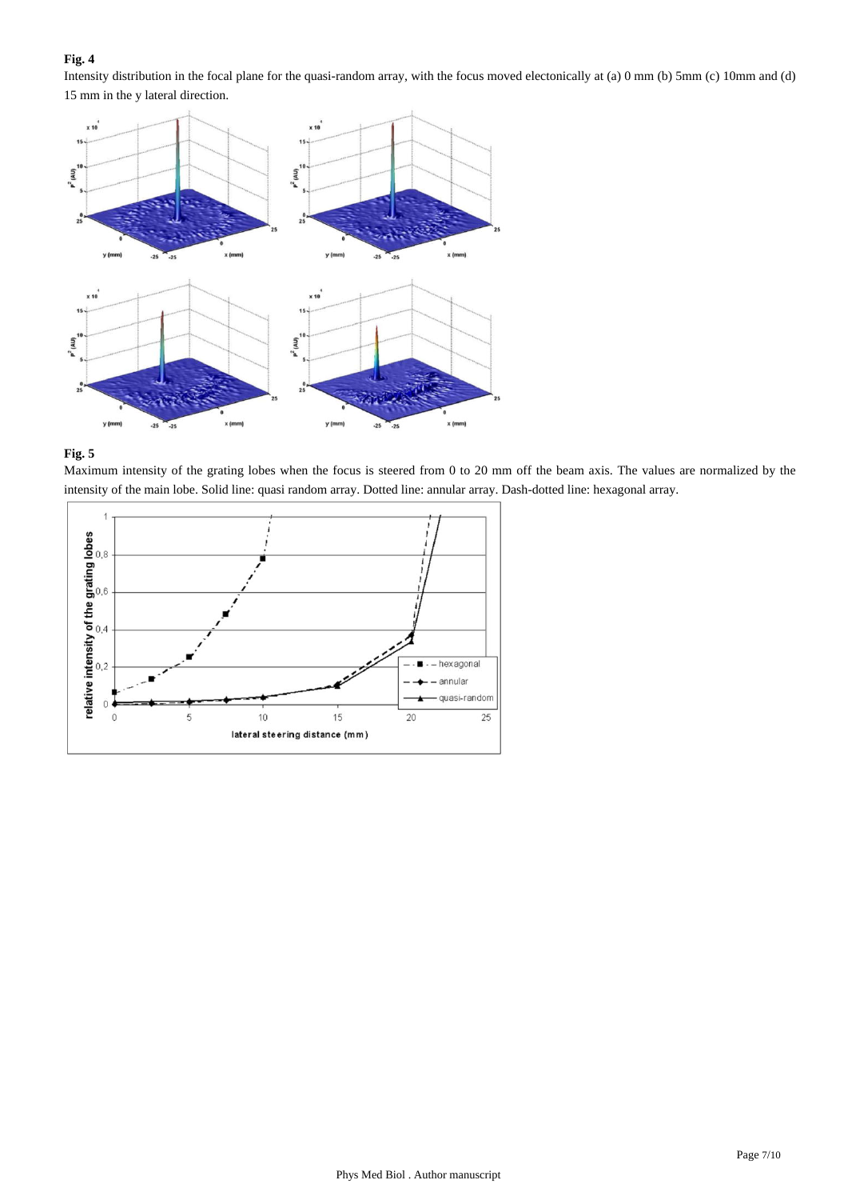**Fig. 4**

Intensity distribution in the focal plane for the quasi-random array, with the focus moved electonically at (a) 0 mm (b) 5mm (c) 10mm and (d) 15 mm in the y lateral direction.

**Fig. 5**

Maximum intensity of the grating lobes when the focus is steered from 0 to 20 mm off the beam axis. The values are normalized by the intensity of the main lobe. Solid line: quasi random array. Dotted line: annular array. Dash-dotted line: hexagonal array.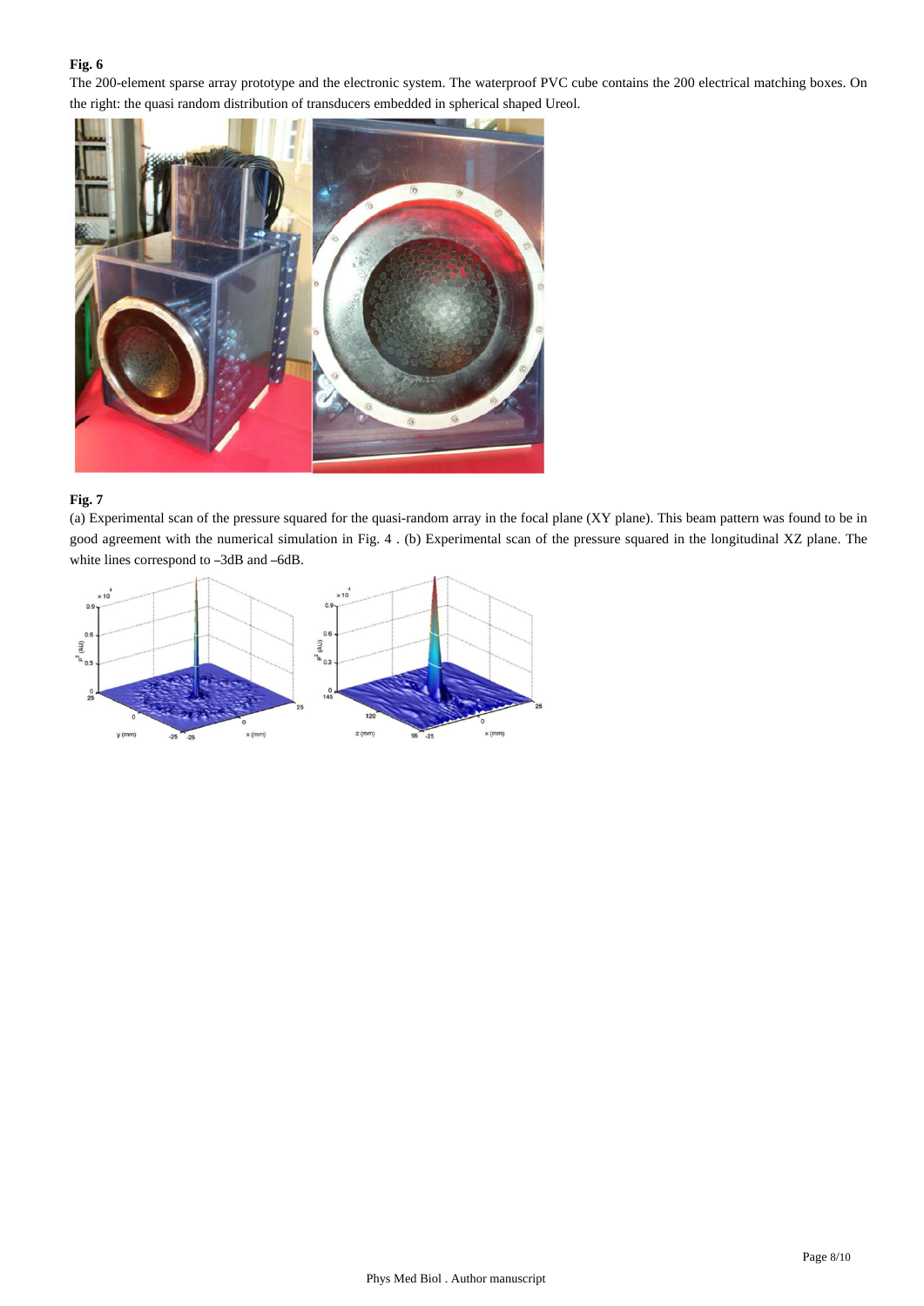**Fig. 6**

The 200-element sparse array prototype and the electronic system. The waterproof PVC cube contains the 200 electrical matching boxes. On the right: the quasi random distribution of transducers embedded in spherical shaped Ureol.

**Fig. 7**

(a) Experimental scan of the pressure squared for the quasi-random array in the focal plane (XY plane). This beam pattern was found to be in good agreement with the numerical simulation in Fig. 4 . (b) Experimental scan of the pressure squared in the longitudinal XZ plane. The white lines correspond to –3dB and –6dB.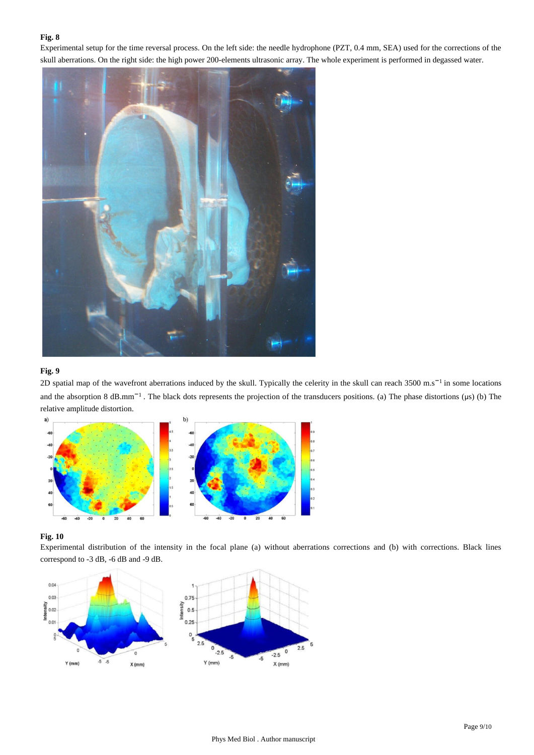**Fig. 8**

Experimental setup for the time reversal process. On the left side: the needle hydrophone (PZT, 0.4 mm, SEA) used for the corrections of the skull aberrations. On the right side: the high power 200-elements ultrasonic array. The whole experiment is performed in degassed water.

**Fig. 9**

2D spatial map of the wavefront aberrations induced by the skull. Typically the celerity in the skull can reach 3500 $m.s^{-1}$ in some locations and the absorption 8 $dB.mm^{-1}$ . The black dots represents the projection of the transducers positions. (a) The phase distortions (μs) (b) The relative amplitude distortion.

**Fig. 10**

Experimental distribution of the intensity in the focal plane (a) without aberrations corrections and (b) with corrections. Black lines correspond to -3 dB, -6 dB and -9 dB.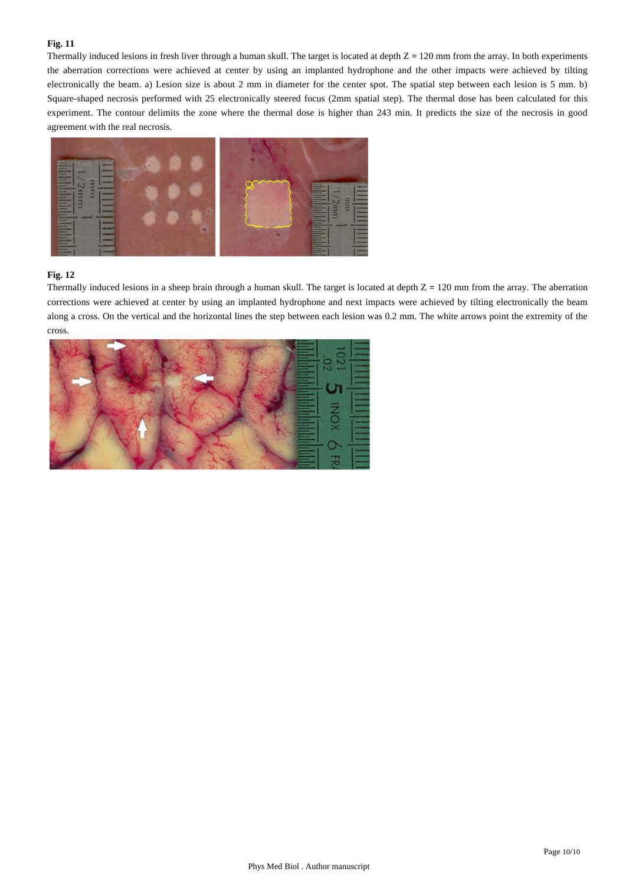**Fig. 11**

Thermally induced lesions in fresh liver through a human skull. The target is located at depth Z = 120 mm from the array. In both experiments the aberration corrections were achieved at center by using an implanted hydrophone and the other impacts were achieved by tilting electronically the beam. a) Lesion size is about 2 mm in diameter for the center spot. The spatial step between each lesion is 5 mm. b) Square-shaped necrosis performed with 25 electronically steered focus (2mm spatial step). The thermal dose has been calculated for this experiment. The contour delimits the zone where the thermal dose is higher than 243 min. It predicts the size of the necrosis in good agreement with the real necrosis.

**Fig. 12**

Thermally induced lesions in a sheep brain through a human skull. The target is located at depth Z = 120 mm from the array. The aberration corrections were achieved at center by using an implanted hydrophone and next impacts were achieved by tilting electronically the beam along a cross. On the vertical and the horizontal lines the step between each lesion was 0.2 mm. The white arrows point the extremity of the cross.